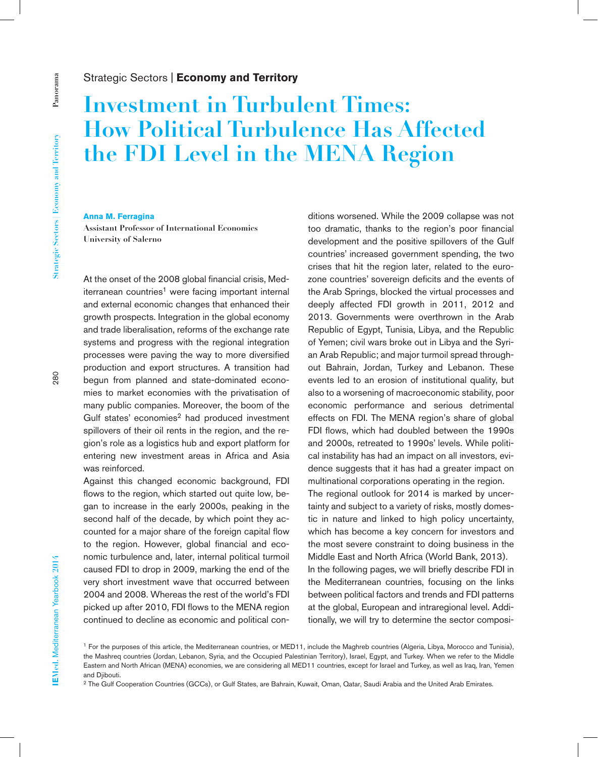Strategic Sectors | **Economy and Territory**

# Investment in Turbulent Times: How Political Turbulence Has Affected the FDI Level in the MENA Region

**Anna M. Ferragina**
Assistant Professor of International Economics
University of Salerno

At the onset of the 2008 global financial crisis, Mediterranean countries[1] were facing important internal and external economic changes that enhanced their growth prospects. Integration in the global economy and trade liberalisation, reforms of the exchange rate systems and progress with the regional integration processes were paving the way to more diversified production and export structures. A transition had begun from planned and state-dominated economies to market economies with the privatisation of many public companies. Moreover, the boom of the Gulf states' economies[2] had produced investment spillovers of their oil rents in the region, and the region's role as a logistics hub and export platform for entering new investment areas in Africa and Asia was reinforced.

Against this changed economic background, FDI flows to the region, which started out quite low, began to increase in the early 2000s, peaking in the second half of the decade, by which point they accounted for a major share of the foreign capital flow to the region. However, global financial and economic turbulence and, later, internal political turmoil caused FDI to drop in 2009, marking the end of the very short investment wave that occurred between 2004 and 2008. Whereas the rest of the world's FDI picked up after 2010, FDI flows to the MENA region continued to decline as economic and political conditions worsened. While the 2009 collapse was not too dramatic, thanks to the region's poor financial development and the positive spillovers of the Gulf countries' increased government spending, the two crises that hit the region later, related to the eurozone countries' sovereign deficits and the events of the Arab Springs, blocked the virtual processes and deeply affected FDI growth in 2011, 2012 and 2013. Governments were overthrown in the Arab Republic of Egypt, Tunisia, Libya, and the Republic of Yemen; civil wars broke out in Libya and the Syrian Arab Republic; and major turmoil spread throughout Bahrain, Jordan, Turkey and Lebanon. These events led to an erosion of institutional quality, but also to a worsening of macroeconomic stability, poor economic performance and serious detrimental effects on FDI. The MENA region's share of global FDI flows, which had doubled between the 1990s and 2000s, retreated to 1990s' levels. While political instability has had an impact on all investors, evidence suggests that it has had a greater impact on multinational corporations operating in the region.

The regional outlook for 2014 is marked by uncertainty and subject to a variety of risks, mostly domestic in nature and linked to high policy uncertainty, which has become a key concern for investors and the most severe constraint to doing business in the Middle East and North Africa (World Bank, 2013).

In the following pages, we will briefly describe FDI in the Mediterranean countries, focusing on the links between political factors and trends and FDI patterns at the global, European and intraregional level. Additionally, we will try to determine the sector composi-

---

[1] For the purposes of this article, the Mediterranean countries, or MED11, include the Maghreb countries (Algeria, Libya, Morocco and Tunisia), the Mashreq countries (Jordan, Lebanon, Syria, and the Occupied Palestinian Territory), Israel, Egypt, and Turkey. When we refer to the Middle Eastern and North African (MENA) economies, we are considering all MED11 countries, except for Israel and Turkey, as well as Iraq, Iran, Yemen and Djibouti.

[2] The Gulf Cooperation Countries (GCCs), or Gulf States, are Bahrain, Kuwait, Oman, Qatar, Saudi Arabia and the United Arab Emirates.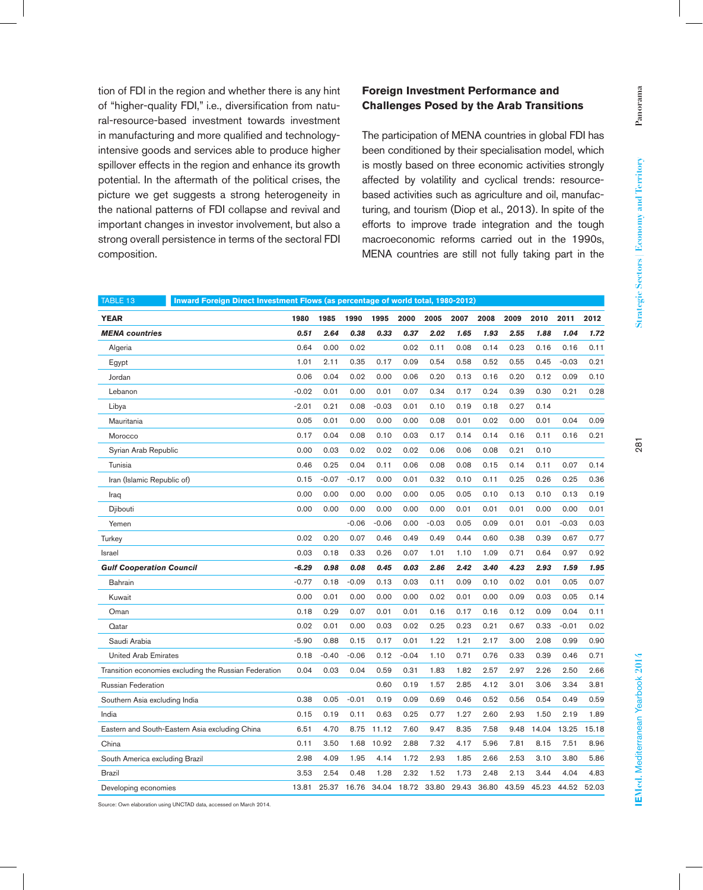tion of FDI in the region and whether there is any hint of "higher-quality FDI," i.e., diversification from natural-resource-based investment towards investment in manufacturing and more qualified and technology-intensive goods and services able to produce higher spillover effects in the region and enhance its growth potential. In the aftermath of the political crises, the picture we get suggests a strong heterogeneity in the national patterns of FDI collapse and revival and important changes in investor involvement, but also a strong overall persistence in terms of the sectoral FDI composition.

## Foreign Investment Performance and Challenges Posed by the Arab Transitions

The participation of MENA countries in global FDI has been conditioned by their specialisation model, which is mostly based on three economic activities strongly affected by volatility and cyclical trends: resource-based activities such as agriculture and oil, manufacturing, and tourism (Diop et al., 2013). In spite of the efforts to improve trade integration and the tough macroeconomic reforms carried out in the 1990s, MENA countries are still not fully taking part in the

TABLE 13 Inward Foreign Direct Investment Flows (as percentage of world total, 1980-2012)

| YEAR | 1980 | 1985 | 1990 | 1995 | 2000 | 2005 | 2007 | 2008 | 2009 | 2010 | 2011 | 2012 |
|---|---|---|---|---|---|---|---|---|---|---|---|---|
| ***MENA countries*** | ***0.51*** | ***2.64*** | ***0.38*** | ***0.33*** | ***0.37*** | ***2.02*** | ***1.65*** | ***1.93*** | ***2.55*** | ***1.88*** | ***1.04*** | ***1.72*** |
| Algeria | 0.64 | 0.00 | 0.02 | | 0.02 | 0.11 | 0.08 | 0.14 | 0.23 | 0.16 | 0.16 | 0.11 |
| Egypt | 1.01 | 2.11 | 0.35 | 0.17 | 0.09 | 0.54 | 0.58 | 0.52 | 0.55 | 0.45 | -0.03 | 0.21 |
| Jordan | 0.06 | 0.04 | 0.02 | 0.00 | 0.06 | 0.20 | 0.13 | 0.16 | 0.20 | 0.12 | 0.09 | 0.10 |
| Lebanon | -0.02 | 0.01 | 0.00 | 0.01 | 0.07 | 0.34 | 0.17 | 0.24 | 0.39 | 0.30 | 0.21 | 0.28 |
| Libya | -2.01 | 0.21 | 0.08 | -0.03 | 0.01 | 0.10 | 0.19 | 0.18 | 0.27 | 0.14 | | |
| Mauritania | 0.05 | 0.01 | 0.00 | 0.00 | 0.00 | 0.08 | 0.01 | 0.02 | 0.00 | 0.01 | 0.04 | 0.09 |
| Morocco | 0.17 | 0.04 | 0.08 | 0.10 | 0.03 | 0.17 | 0.14 | 0.14 | 0.16 | 0.11 | 0.16 | 0.21 |
| Syrian Arab Republic | 0.00 | 0.03 | 0.02 | 0.02 | 0.02 | 0.06 | 0.06 | 0.08 | 0.21 | 0.10 | | |
| Tunisia | 0.46 | 0.25 | 0.04 | 0.11 | 0.06 | 0.08 | 0.08 | 0.15 | 0.14 | 0.11 | 0.07 | 0.14 |
| Iran (Islamic Republic of) | 0.15 | -0.07 | -0.17 | 0.00 | 0.01 | 0.32 | 0.10 | 0.11 | 0.25 | 0.26 | 0.25 | 0.36 |
| Iraq | 0.00 | 0.00 | 0.00 | 0.00 | 0.00 | 0.05 | 0.05 | 0.10 | 0.13 | 0.10 | 0.13 | 0.19 |
| Djibouti | 0.00 | 0.00 | 0.00 | 0.00 | 0.00 | 0.00 | 0.01 | 0.01 | 0.01 | 0.00 | 0.00 | 0.01 |
| Yemen | | | -0.06 | -0.06 | 0.00 | -0.03 | 0.05 | 0.09 | 0.01 | 0.01 | -0.03 | 0.03 |
| Turkey | 0.02 | 0.20 | 0.07 | 0.46 | 0.49 | 0.49 | 0.44 | 0.60 | 0.38 | 0.39 | 0.67 | 0.77 |
| Israel | 0.03 | 0.18 | 0.33 | 0.26 | 0.07 | 1.01 | 1.10 | 1.09 | 0.71 | 0.64 | 0.97 | 0.92 |
| ***Gulf Cooperation Council*** | ***-6.29*** | ***0.98*** | ***0.08*** | ***0.45*** | ***0.03*** | ***2.86*** | ***2.42*** | ***3.40*** | ***4.23*** | ***2.93*** | ***1.59*** | ***1.95*** |
| Bahrain | -0.77 | 0.18 | -0.09 | 0.13 | 0.03 | 0.11 | 0.09 | 0.10 | 0.02 | 0.01 | 0.05 | 0.07 |
| Kuwait | 0.00 | 0.01 | 0.00 | 0.00 | 0.00 | 0.02 | 0.01 | 0.00 | 0.09 | 0.03 | 0.05 | 0.14 |
| Oman | 0.18 | 0.29 | 0.07 | 0.01 | 0.01 | 0.16 | 0.17 | 0.16 | 0.12 | 0.09 | 0.04 | 0.11 |
| Qatar | 0.02 | 0.01 | 0.00 | 0.03 | 0.02 | 0.25 | 0.23 | 0.21 | 0.67 | 0.33 | -0.01 | 0.02 |
| Saudi Arabia | -5.90 | 0.88 | 0.15 | 0.17 | 0.01 | 1.22 | 1.21 | 2.17 | 3.00 | 2.08 | 0.99 | 0.90 |
| United Arab Emirates | 0.18 | -0.40 | -0.06 | 0.12 | -0.04 | 1.10 | 0.71 | 0.76 | 0.33 | 0.39 | 0.46 | 0.71 |
| Transition economies excluding the Russian Federation | 0.04 | 0.03 | 0.04 | 0.59 | 0.31 | 1.83 | 1.82 | 2.57 | 2.97 | 2.26 | 2.50 | 2.66 |
| Russian Federation | | | | 0.60 | 0.19 | 1.57 | 2.85 | 4.12 | 3.01 | 3.06 | 3.34 | 3.81 |
| Southern Asia excluding India | 0.38 | 0.05 | -0.01 | 0.19 | 0.09 | 0.69 | 0.46 | 0.52 | 0.56 | 0.54 | 0.49 | 0.59 |
| India | 0.15 | 0.19 | 0.11 | 0.63 | 0.25 | 0.77 | 1.27 | 2.60 | 2.93 | 1.50 | 2.19 | 1.89 |
| Eastern and South-Eastern Asia excluding China | 6.51 | 4.70 | 8.75 | 11.12 | 7.60 | 9.47 | 8.35 | 7.58 | 9.48 | 14.04 | 13.25 | 15.18 |
| China | 0.11 | 3.50 | 1.68 | 10.92 | 2.88 | 7.32 | 4.17 | 5.96 | 7.81 | 8.15 | 7.51 | 8.96 |
| South America excluding Brazil | 2.98 | 4.09 | 1.95 | 4.14 | 1.72 | 2.93 | 1.85 | 2.66 | 2.53 | 3.10 | 3.80 | 5.86 |
| Brazil | 3.53 | 2.54 | 0.48 | 1.28 | 2.32 | 1.52 | 1.73 | 2.48 | 2.13 | 3.44 | 4.04 | 4.83 |
| Developing economies | 13.81 | 25.37 | 16.76 | 34.04 | 18.72 | 33.80 | 29.43 | 36.80 | 43.59 | 45.23 | 44.52 | 52.03 |

Source: Own elaboration using UNCTAD data, accessed on March 2014.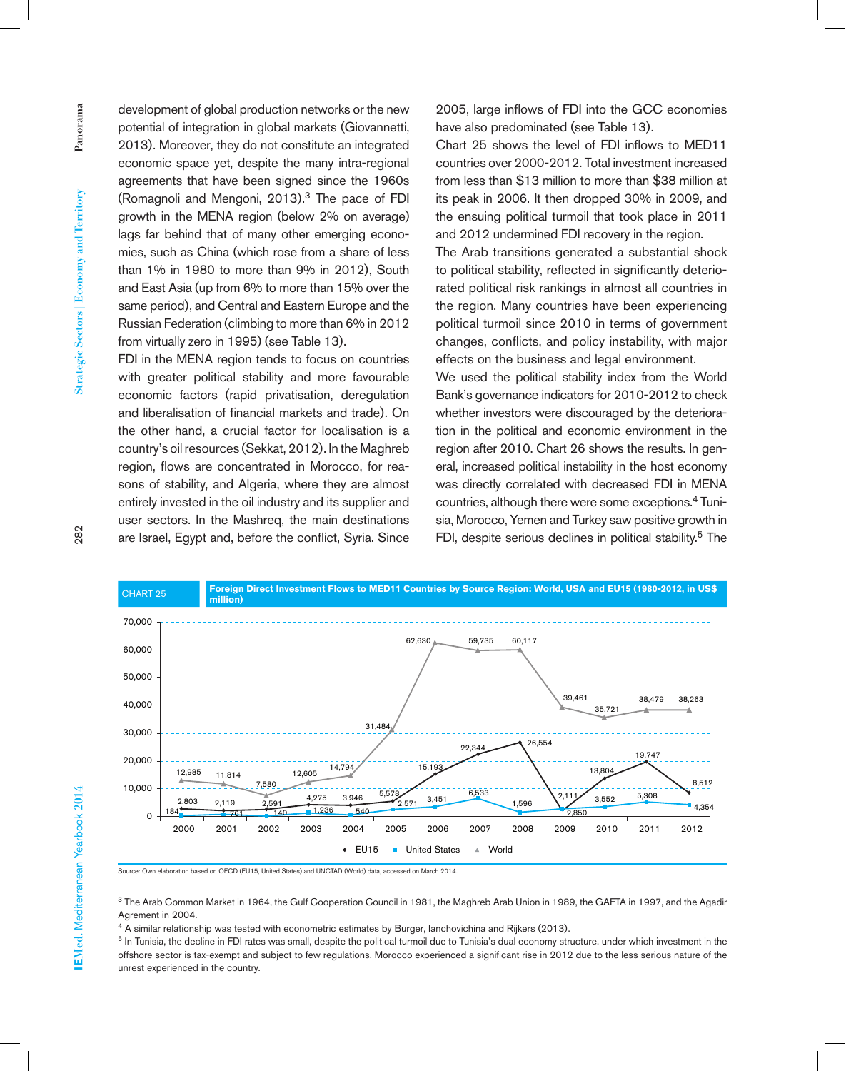development of global production networks or the new potential of integration in global markets (Giovannetti, 2013). Moreover, they do not constitute an integrated economic space yet, despite the many intra-regional agreements that have been signed since the 1960s (Romagnoli and Mengoni, 2013).[3] The pace of FDI growth in the MENA region (below 2% on average) lags far behind that of many other emerging economies, such as China (which rose from a share of less than 1% in 1980 to more than 9% in 2012), South and East Asia (up from 6% to more than 15% over the same period), and Central and Eastern Europe and the Russian Federation (climbing to more than 6% in 2012 from virtually zero in 1995) (see Table 13).

FDI in the MENA region tends to focus on countries with greater political stability and more favourable economic factors (rapid privatisation, deregulation and liberalisation of financial markets and trade). On the other hand, a crucial factor for localisation is a country's oil resources (Sekkat, 2012). In the Maghreb region, flows are concentrated in Morocco, for reasons of stability, and Algeria, where they are almost entirely invested in the oil industry and its supplier and user sectors. In the Mashreq, the main destinations are Israel, Egypt and, before the conflict, Syria. Since 2005, large inflows of FDI into the GCC economies have also predominated (see Table 13).

Chart 25 shows the level of FDI inflows to MED11 countries over 2000-2012. Total investment increased from less than $13 million to more than $38 million at its peak in 2006. It then dropped 30% in 2009, and the ensuing political turmoil that took place in 2011 and 2012 undermined FDI recovery in the region.

The Arab transitions generated a substantial shock to political stability, reflected in significantly deteriorated political risk rankings in almost all countries in the region. Many countries have been experiencing political turmoil since 2010 in terms of government changes, conflicts, and policy instability, with major effects on the business and legal environment.

We used the political stability index from the World Bank's governance indicators for 2010-2012 to check whether investors were discouraged by the deterioration in the political and economic environment in the region after 2010. Chart 26 shows the results. In general, increased political instability in the host economy was directly correlated with decreased FDI in MENA countries, although there were some exceptions.[4] Tunisia, Morocco, Yemen and Turkey saw positive growth in FDI, despite serious declines in political stability.[5] The

**CHART 25** Foreign Direct Investment Flows to MED11 Countries by Source Region: World, USA and EU15 (1980-2012, in US$ million)

| Year | EU15 | United States | World |
|---|---|---|---|
| 2000 | 2,803 | 184 | 12,985 |
| 2001 | 2,119 | 761 | 11,814 |
| 2002 | 2,591 | 140 | 7,580 |
| 2003 | 4,275 | 1,236 | 12,605 |
| 2004 | 3,946 | 540 | 14,794 |
| 2005 | 5,578 | 2,571 | 31,484 |
| 2006 | 15,193 | 3,451 | 62,630 |
| 2007 | 22,344 | 6,533 | 59,735 |
| 2008 | 26,554 | 1,596 | 60,117 |
| 2009 | 2,111 | 2,850 | 39,461 |
| 2010 | 13,804 | 3,552 | 35,721 |
| 2011 | 19,747 | 5,308 | 38,479 |
| 2012 | 8,512 | 4,354 | 38,263 |

Source: Own elaboration based on OECD (EU15, United States) and UNCTAD (World) data, accessed on March 2014.

[3] The Arab Common Market in 1964, the Gulf Cooperation Council in 1981, the Maghreb Arab Union in 1989, the GAFTA in 1997, and the Agadir Agreement in 2004.

[4] A similar relationship was tested with econometric estimates by Burger, Ianchovichina and Rijkers (2013).

[5] In Tunisia, the decline in FDI rates was small, despite the political turmoil due to Tunisia's dual economy structure, under which investment in the offshore sector is tax-exempt and subject to few regulations. Morocco experienced a significant rise in 2012 due to the less serious nature of the unrest experienced in the country.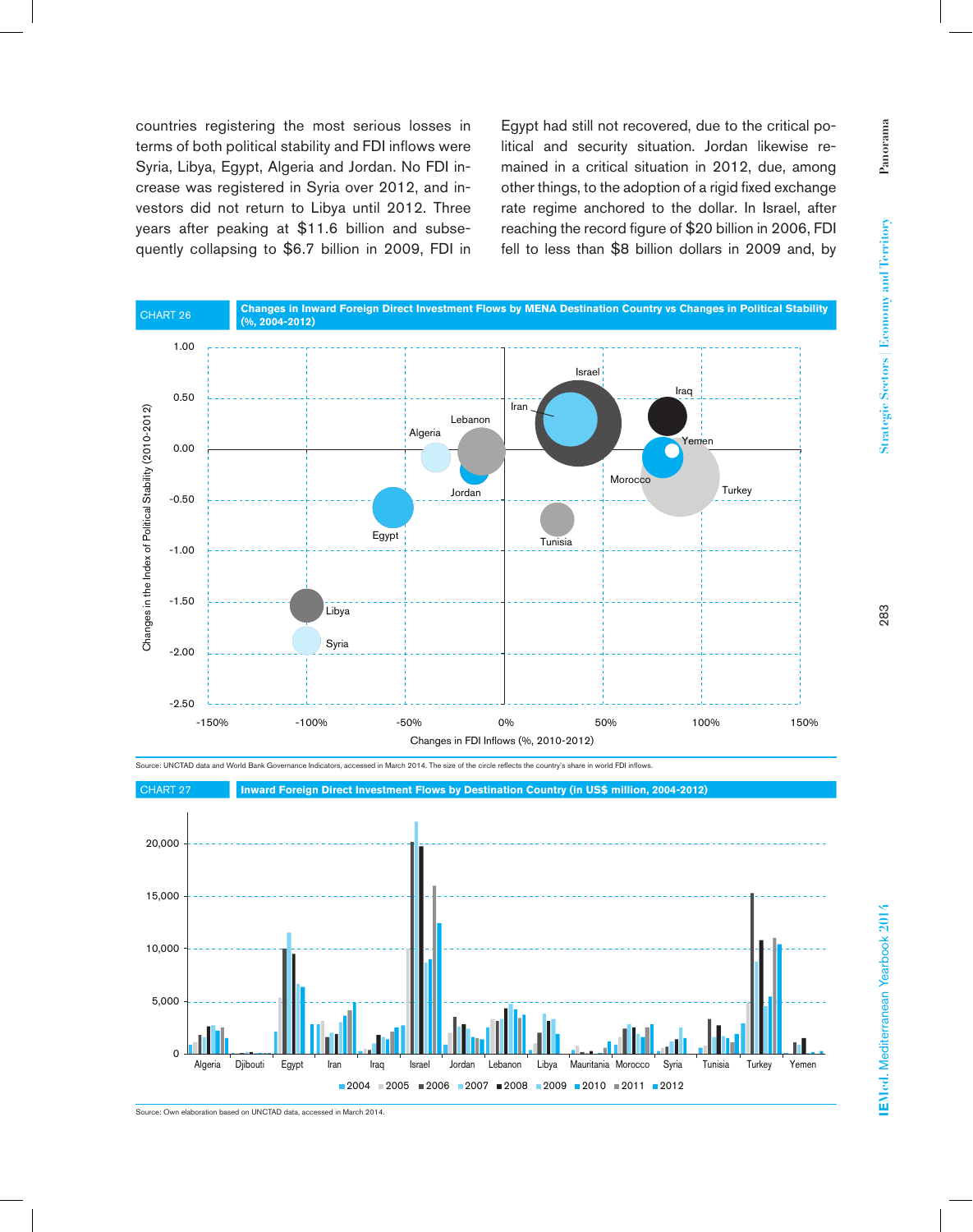countries registering the most serious losses in terms of both political stability and FDI inflows were Syria, Libya, Egypt, Algeria and Jordan. No FDI increase was registered in Syria over 2012, and investors did not return to Libya until 2012. Three years after peaking at $11.6 billion and subsequently collapsing to $6.7 billion in 2009, FDI in Egypt had still not recovered, due to the critical political and security situation. Jordan likewise remained in a critical situation in 2012, due, among other things, to the adoption of a rigid fixed exchange rate regime anchored to the dollar. In Israel, after reaching the record figure of $20 billion in 2006, FDI fell to less than $8 billion dollars in 2009 and, by

**CHART 26** **Changes in Inward Foreign Direct Investment Flows by MENA Destination Country vs Changes in Political Stability (%, 2004-2012)**

Source: UNCTAD data and World Bank Governance Indicators, accessed in March 2014. The size of the circle reflects the country's share in world FDI inflows.

**CHART 27** **Inward Foreign Direct Investment Flows by Destination Country (in US$ million, 2004-2012)**

Source: Own elaboration based on UNCTAD data, accessed in March 2014.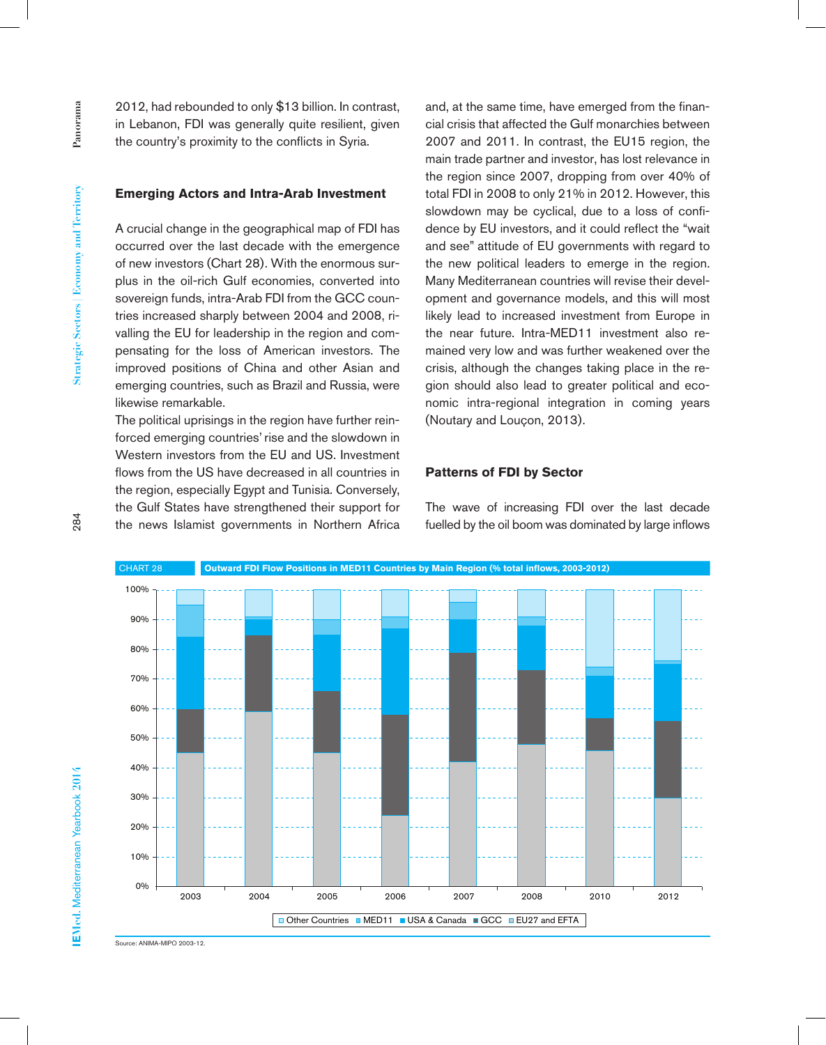2012, had rebounded to only $13 billion. In contrast, in Lebanon, FDI was generally quite resilient, given the country's proximity to the conflicts in Syria.

### Emerging Actors and Intra-Arab Investment

A crucial change in the geographical map of FDI has occurred over the last decade with the emergence of new investors (Chart 28). With the enormous surplus in the oil-rich Gulf economies, converted into sovereign funds, intra-Arab FDI from the GCC countries increased sharply between 2004 and 2008, rivalling the EU for leadership in the region and compensating for the loss of American investors. The improved positions of China and other Asian and emerging countries, such as Brazil and Russia, were likewise remarkable.

The political uprisings in the region have further reinforced emerging countries' rise and the slowdown in Western investors from the EU and US. Investment flows from the US have decreased in all countries in the region, especially Egypt and Tunisia. Conversely, the Gulf States have strengthened their support for the news Islamist governments in Northern Africa and, at the same time, have emerged from the financial crisis that affected the Gulf monarchies between 2007 and 2011. In contrast, the EU15 region, the main trade partner and investor, has lost relevance in the region since 2007, dropping from over 40% of total FDI in 2008 to only 21% in 2012. However, this slowdown may be cyclical, due to a loss of confidence by EU investors, and it could reflect the "wait and see" attitude of EU governments with regard to the new political leaders to emerge in the region. Many Mediterranean countries will revise their development and governance models, and this will most likely lead to increased investment from Europe in the near future. Intra-MED11 investment also remained very low and was further weakened over the crisis, although the changes taking place in the region should also lead to greater political and economic intra-regional integration in coming years (Noutary and Louçon, 2013).

### Patterns of FDI by Sector

The wave of increasing FDI over the last decade fuelled by the oil boom was dominated by large inflows

CHART 28 Outward FDI Flow Positions in MED11 Countries by Main Region (% total inflows, 2003-2012)

Legend: Other Countries, MED11, USA & Canada, GCC, EU27 and EFTA

Years: 2003, 2004, 2005, 2006, 2007, 2008, 2010, 2012

Source: ANIMA-MIPO 2003-12.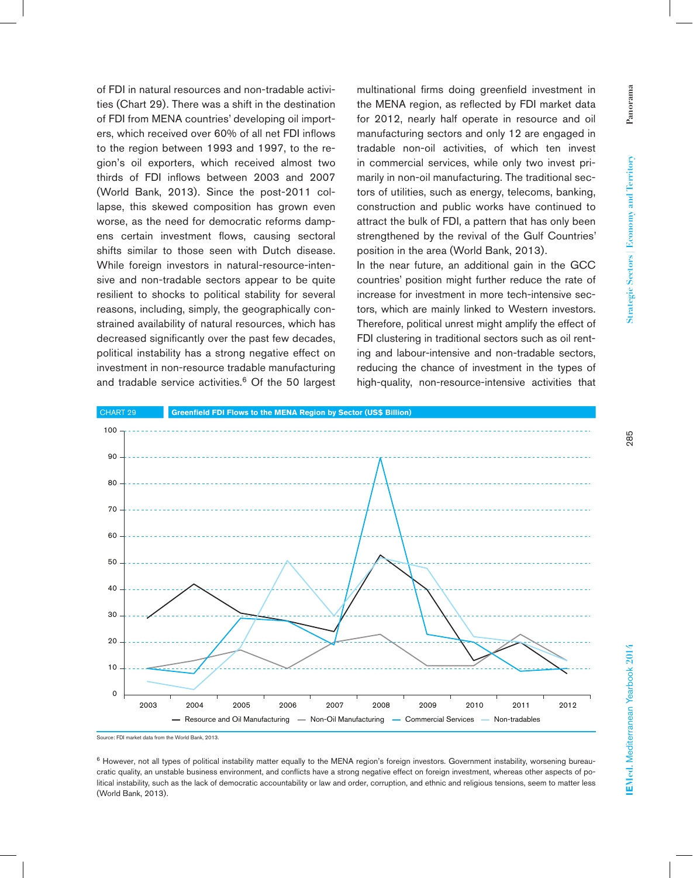of FDI in natural resources and non-tradable activities (Chart 29). There was a shift in the destination of FDI from MENA countries' developing oil importers, which received over 60% of all net FDI inflows to the region between 1993 and 1997, to the region's oil exporters, which received almost two thirds of FDI inflows between 2003 and 2007 (World Bank, 2013). Since the post-2011 collapse, this skewed composition has grown even worse, as the need for democratic reforms dampens certain investment flows, causing sectoral shifts similar to those seen with Dutch disease. While foreign investors in natural-resource-intensive and non-tradable sectors appear to be quite resilient to shocks to political stability for several reasons, including, simply, the geographically constrained availability of natural resources, which has decreased significantly over the past few decades, political instability has a strong negative effect on investment in non-resource tradable manufacturing and tradable service activities.[6] Of the 50 largest multinational firms doing greenfield investment in the MENA region, as reflected by FDI market data for 2012, nearly half operate in resource and oil manufacturing sectors and only 12 are engaged in tradable non-oil activities, of which ten invest in commercial services, while only two invest primarily in non-oil manufacturing. The traditional sectors of utilities, such as energy, telecoms, banking, construction and public works have continued to attract the bulk of FDI, a pattern that has only been strengthened by the revival of the Gulf Countries' position in the area (World Bank, 2013).

In the near future, an additional gain in the GCC countries' position might further reduce the rate of increase for investment in more tech-intensive sectors, which are mainly linked to Western investors. Therefore, political unrest might amplify the effect of FDI clustering in traditional sectors such as oil renting and labour-intensive and non-tradable sectors, reducing the chance of investment in the types of high-quality, non-resource-intensive activities that

**CHART 29** **Greenfield FDI Flows to the MENA Region by Sector (US$ Billion)**

Legend: Resource and Oil Manufacturing — Non-Oil Manufacturing — Commercial Services — Non-tradables

Source: FDI market data from the World Bank, 2013.

[6] However, not all types of political instability matter equally to the MENA region's foreign investors. Government instability, worsening bureaucratic quality, an unstable business environment, and conflicts have a strong negative effect on foreign investment, whereas other aspects of political instability, such as the lack of democratic accountability or law and order, corruption, and ethnic and religious tensions, seem to matter less (World Bank, 2013).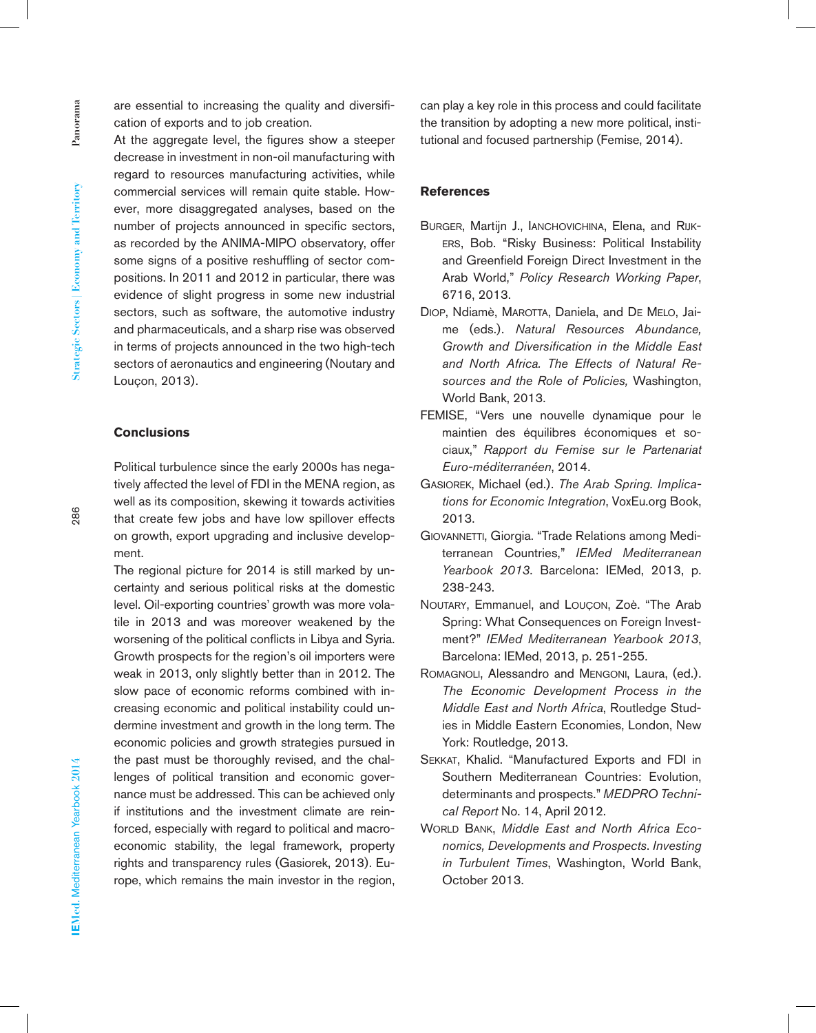are essential to increasing the quality and diversification of exports and to job creation.

At the aggregate level, the figures show a steeper decrease in investment in non-oil manufacturing with regard to resources manufacturing activities, while commercial services will remain quite stable. However, more disaggregated analyses, based on the number of projects announced in specific sectors, as recorded by the ANIMA-MIPO observatory, offer some signs of a positive reshuffling of sector compositions. In 2011 and 2012 in particular, there was evidence of slight progress in some new industrial sectors, such as software, the automotive industry and pharmaceuticals, and a sharp rise was observed in terms of projects announced in the two high-tech sectors of aeronautics and engineering (Noutary and Louçon, 2013).

### Conclusions

Political turbulence since the early 2000s has negatively affected the level of FDI in the MENA region, as well as its composition, skewing it towards activities that create few jobs and have low spillover effects on growth, export upgrading and inclusive development.

The regional picture for 2014 is still marked by uncertainty and serious political risks at the domestic level. Oil-exporting countries' growth was more volatile in 2013 and was moreover weakened by the worsening of the political conflicts in Libya and Syria. Growth prospects for the region's oil importers were weak in 2013, only slightly better than in 2012. The slow pace of economic reforms combined with increasing economic and political instability could undermine investment and growth in the long term. The economic policies and growth strategies pursued in the past must be thoroughly revised, and the challenges of political transition and economic governance must be addressed. This can be achieved only if institutions and the investment climate are reinforced, especially with regard to political and macroeconomic stability, the legal framework, property rights and transparency rules (Gasiorek, 2013). Europe, which remains the main investor in the region, can play a key role in this process and could facilitate the transition by adopting a new more political, institutional and focused partnership (Femise, 2014).

### References

Burger, Martijn J., Ianchovichina, Elena, and Rijkers, Bob. "Risky Business: Political Instability and Greenfield Foreign Direct Investment in the Arab World," *Policy Research Working Paper*, 6716, 2013.

Diop, Ndiamè, Marotta, Daniela, and De Melo, Jaime (eds.). *Natural Resources Abundance, Growth and Diversification in the Middle East and North Africa. The Effects of Natural Resources and the Role of Policies,* Washington, World Bank, 2013.

FEMISE, "Vers une nouvelle dynamique pour le maintien des équilibres économiques et sociaux," *Rapport du Femise sur le Partenariat Euro-méditerranéen*, 2014.

Gasiorek, Michael (ed.). *The Arab Spring. Implications for Economic Integration*, VoxEu.org Book, 2013.

Giovannetti, Giorgia. "Trade Relations among Mediterranean Countries," *IEMed Mediterranean Yearbook 2013*. Barcelona: IEMed, 2013, p. 238-243.

Noutary, Emmanuel, and Louçon, Zoè. "The Arab Spring: What Consequences on Foreign Investment?" *IEMed Mediterranean Yearbook 2013*, Barcelona: IEMed, 2013, p. 251-255.

Romagnoli, Alessandro and Mengoni, Laura, (ed.). *The Economic Development Process in the Middle East and North Africa*, Routledge Studies in Middle Eastern Economies, London, New York: Routledge, 2013.

Sekkat, Khalid. "Manufactured Exports and FDI in Southern Mediterranean Countries: Evolution, determinants and prospects." *MEDPRO Technical Report* No. 14, April 2012.

World Bank, *Middle East and North Africa Economics, Developments and Prospects. Investing in Turbulent Times*, Washington, World Bank, October 2013.